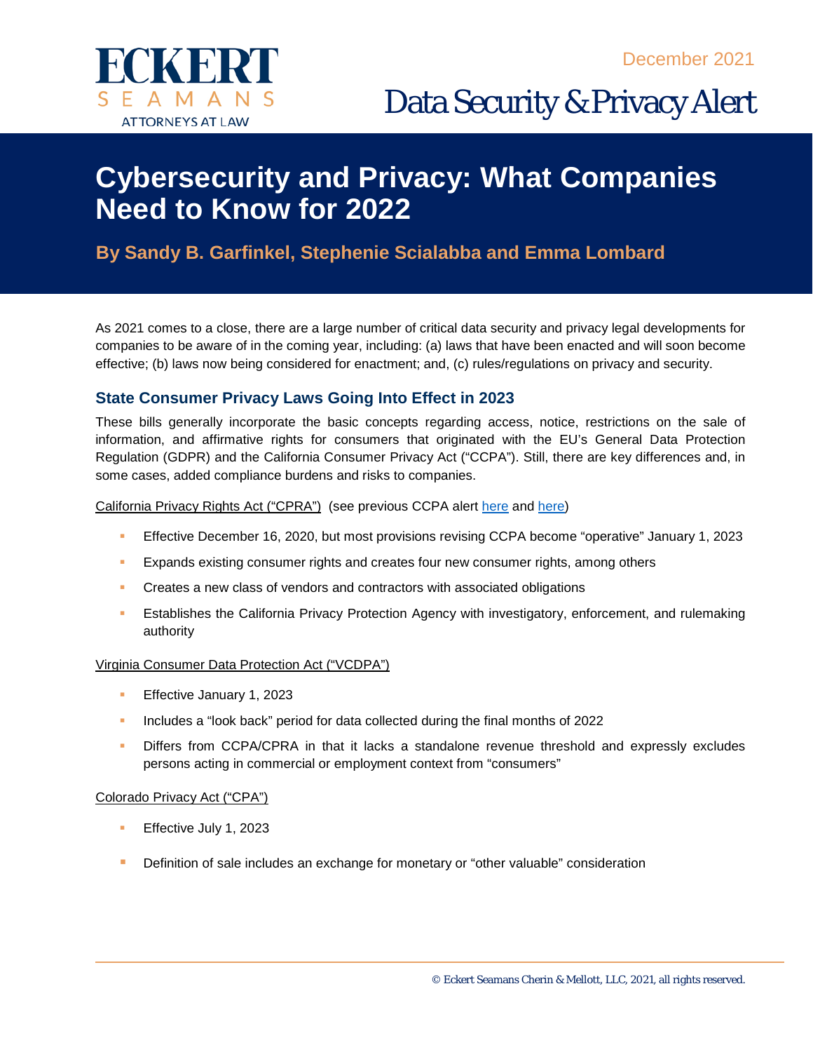ECKERT SEAMANS ATTORNEYS AT LAW

December 2021

Data Security & Privacy Alert

# Cybersecurity and Privacy: What Companies Need to Know for 2022

**By Sandy B. Garfinkel, Stephenie Scialabba and Emma Lombard**

As 2021 comes to a close, there are a large number of critical data security and privacy legal developments for companies to be aware of in the coming year, including: (a) laws that have been enacted and will soon become effective; (b) laws now being considered for enactment; and, (c) rules/regulations on privacy and security.

## State Consumer Privacy Laws Going Into Effect in 2023

These bills generally incorporate the basic concepts regarding access, notice, restrictions on the sale of information, and affirmative rights for consumers that originated with the EU's General Data Protection Regulation (GDPR) and the California Consumer Privacy Act ("CCPA"). Still, there are key differences and, in some cases, added compliance burdens and risks to companies.

California Privacy Rights Act ("CPRA") (see previous CCPA alert here and here)

- Effective December 16, 2020, but most provisions revising CCPA become "operative" January 1, 2023
- Expands existing consumer rights and creates four new consumer rights, among others
- Creates a new class of vendors and contractors with associated obligations
- Establishes the California Privacy Protection Agency with investigatory, enforcement, and rulemaking authority

Virginia Consumer Data Protection Act ("VCDPA")

- Effective January 1, 2023
- Includes a "look back" period for data collected during the final months of 2022
- Differs from CCPA/CPRA in that it lacks a standalone revenue threshold and expressly excludes persons acting in commercial or employment context from "consumers"

Colorado Privacy Act ("CPA")

- Effective July 1, 2023
- Definition of sale includes an exchange for monetary or "other valuable" consideration

© Eckert Seamans Cherin & Mellott, LLC, 2021, all rights reserved.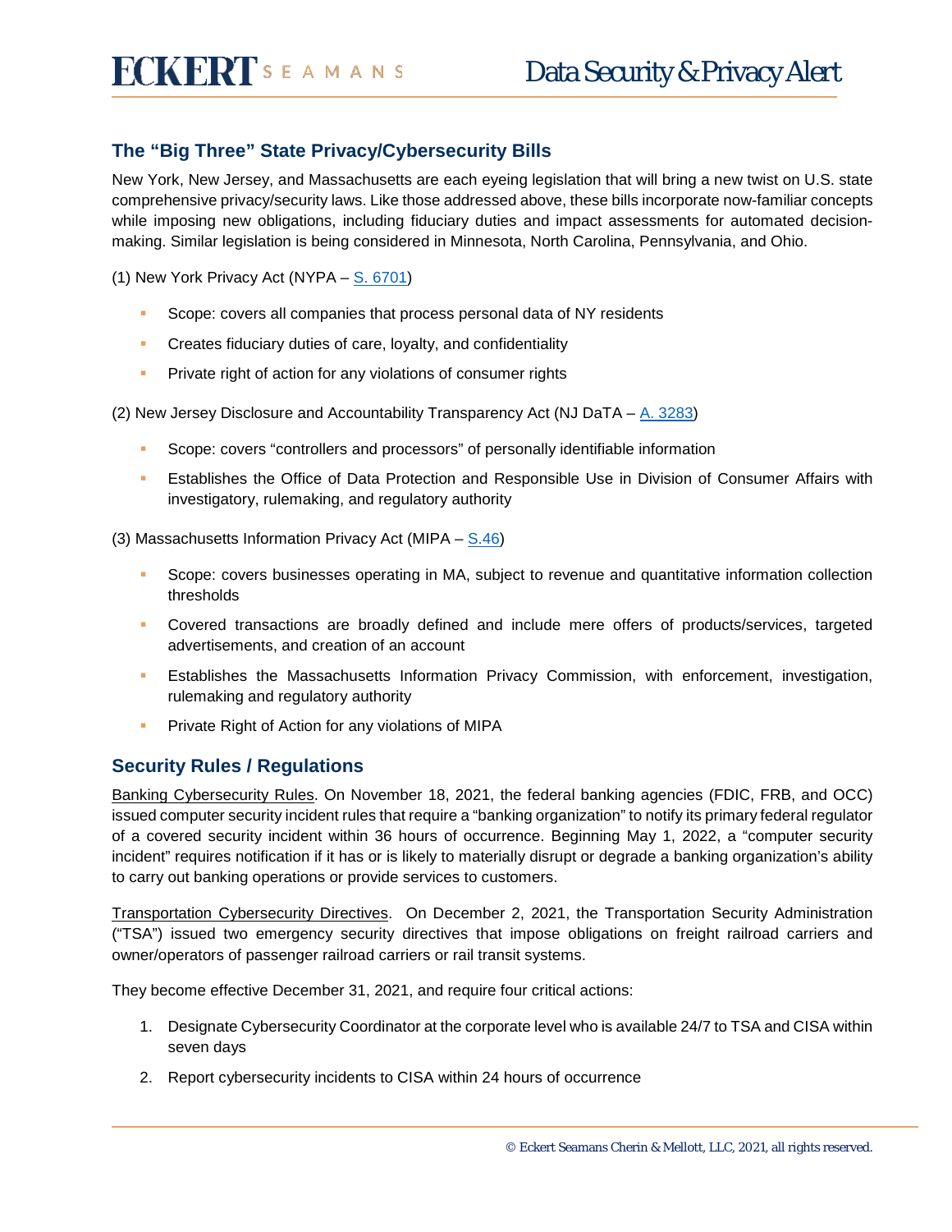## The "Big Three" State Privacy/Cybersecurity Bills

New York, New Jersey, and Massachusetts are each eyeing legislation that will bring a new twist on U.S. state comprehensive privacy/security laws. Like those addressed above, these bills incorporate now-familiar concepts while imposing new obligations, including fiduciary duties and impact assessments for automated decision-making. Similar legislation is being considered in Minnesota, North Carolina, Pennsylvania, and Ohio.

(1) New York Privacy Act (NYPA – S. 6701)

- Scope: covers all companies that process personal data of NY residents
- Creates fiduciary duties of care, loyalty, and confidentiality
- Private right of action for any violations of consumer rights

(2) New Jersey Disclosure and Accountability Transparency Act (NJ DaTA – A. 3283)

- Scope: covers "controllers and processors" of personally identifiable information
- Establishes the Office of Data Protection and Responsible Use in Division of Consumer Affairs with investigatory, rulemaking, and regulatory authority

(3) Massachusetts Information Privacy Act (MIPA – S.46)

- Scope: covers businesses operating in MA, subject to revenue and quantitative information collection thresholds
- Covered transactions are broadly defined and include mere offers of products/services, targeted advertisements, and creation of an account
- Establishes the Massachusetts Information Privacy Commission, with enforcement, investigation, rulemaking and regulatory authority
- Private Right of Action for any violations of MIPA

## Security Rules / Regulations

Banking Cybersecurity Rules. On November 18, 2021, the federal banking agencies (FDIC, FRB, and OCC) issued computer security incident rules that require a "banking organization" to notify its primary federal regulator of a covered security incident within 36 hours of occurrence. Beginning May 1, 2022, a "computer security incident" requires notification if it has or is likely to materially disrupt or degrade a banking organization's ability to carry out banking operations or provide services to customers.

Transportation Cybersecurity Directives. On December 2, 2021, the Transportation Security Administration ("TSA") issued two emergency security directives that impose obligations on freight railroad carriers and owner/operators of passenger railroad carriers or rail transit systems.

They become effective December 31, 2021, and require four critical actions:

1. Designate Cybersecurity Coordinator at the corporate level who is available 24/7 to TSA and CISA within seven days
2. Report cybersecurity incidents to CISA within 24 hours of occurrence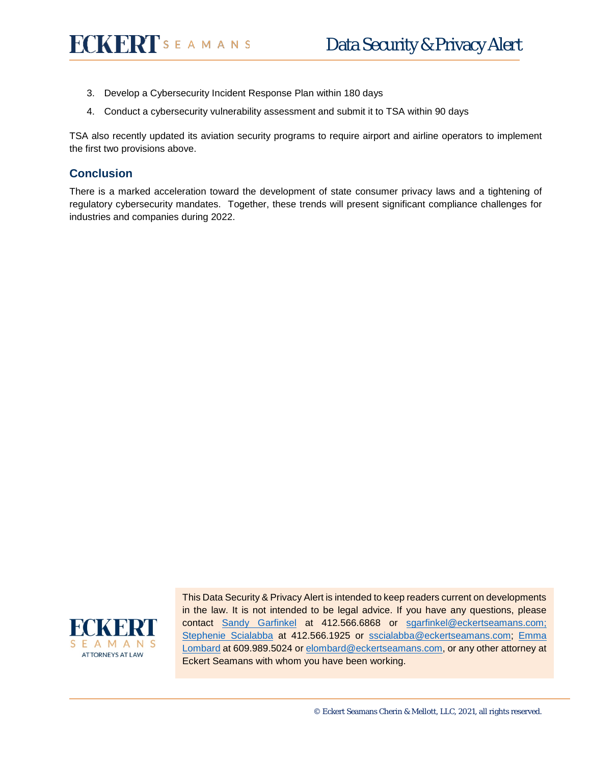3. Develop a Cybersecurity Incident Response Plan within 180 days
4. Conduct a cybersecurity vulnerability assessment and submit it to TSA within 90 days

TSA also recently updated its aviation security programs to require airport and airline operators to implement the first two provisions above.

## Conclusion

There is a marked acceleration toward the development of state consumer privacy laws and a tightening of regulatory cybersecurity mandates. Together, these trends will present significant compliance challenges for industries and companies during 2022.

This Data Security & Privacy Alert is intended to keep readers current on developments in the law. It is not intended to be legal advice. If you have any questions, please contact Sandy Garfinkel at 412.566.6868 or sgarfinkel@eckertseamans.com; Stephenie Scialabba at 412.566.1925 or sscialabba@eckertseamans.com; Emma Lombard at 609.989.5024 or elombard@eckertseamans.com, or any other attorney at Eckert Seamans with whom you have been working.

© Eckert Seamans Cherin & Mellott, LLC, 2021, all rights reserved.